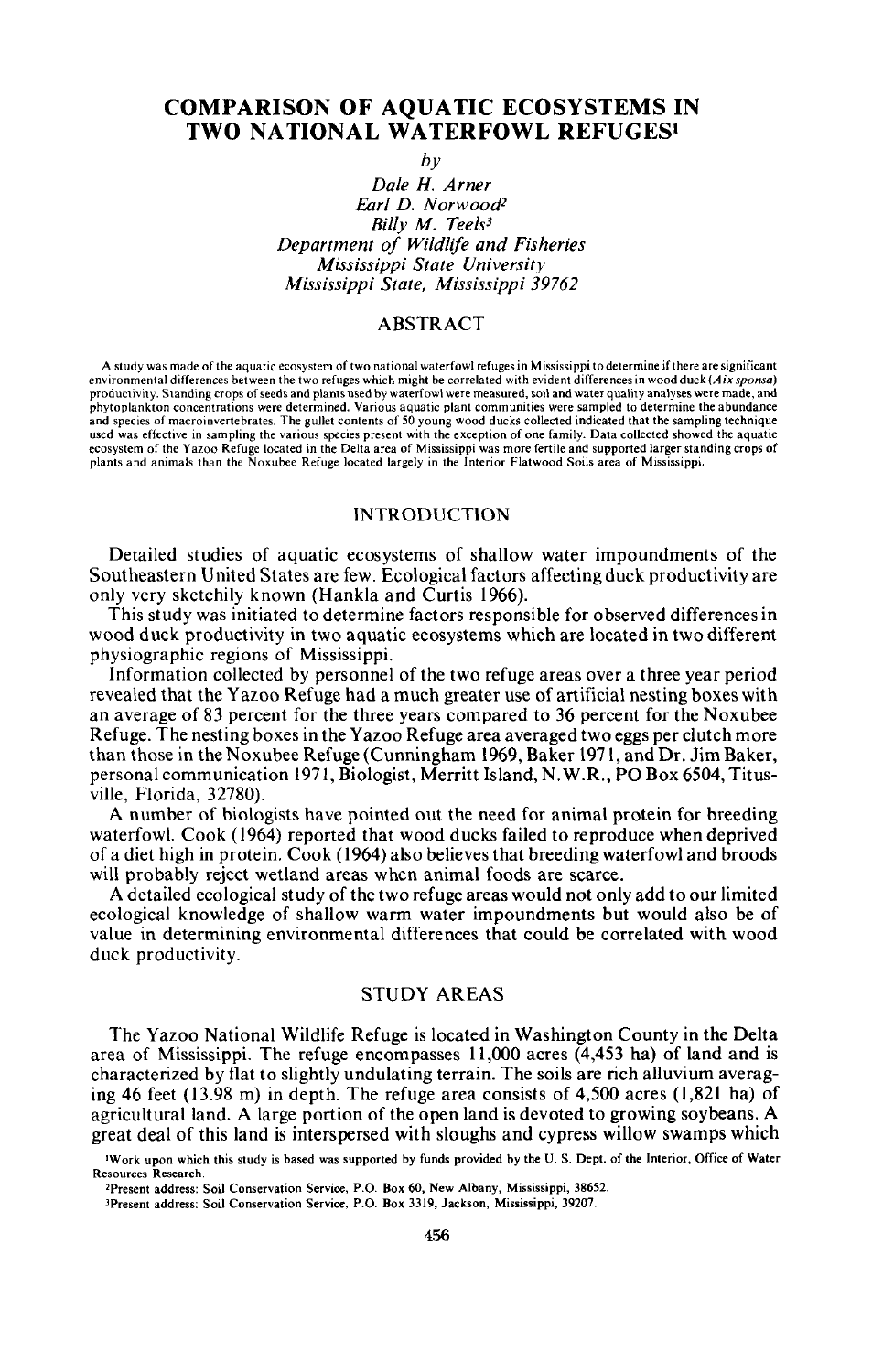# COMPARISON OF AQUATIC ECOSYSTEMS IN TWO NATIONAL WATERFOWL REFUGES[1]

*by*

*Dale H. Arner*
*Earl D. Norwood*[2]
*Billy M. Teels*[3]
*Department of Wildlife and Fisheries*
*Mississippi State University*
*Mississippi State, Mississippi 39762*

## ABSTRACT

A study was made of the aquatic ecosystem of two national waterfowl refuges in Mississippi to determine if there are significant environmental differences between the two refuges which might be correlated with evident differences in wood duck (*Aix sponsa*) productivity. Standing crops of seeds and plants used by waterfowl were measured, soil and water quality analyses were made, and phytoplankton concentrations were determined. Various aquatic plant communities were sampled to determine the abundance and species of macroinvertebrates. The gullet contents of 50 young wood ducks collected indicated that the sampling technique used was effective in sampling the various species present with the exception of one family. Data collected showed the aquatic ecosystem of the Yazoo Refuge located in the Delta area of Mississippi was more fertile and supported larger standing crops of plants and animals than the Noxubee Refuge located largely in the Interior Flatwood Soils area of Mississippi.

## INTRODUCTION

Detailed studies of aquatic ecosystems of shallow water impoundments of the Southeastern United States are few. Ecological factors affecting duck productivity are only very sketchily known (Hankla and Curtis 1966).

This study was initiated to determine factors responsible for observed differences in wood duck productivity in two aquatic ecosystems which are located in two different physiographic regions of Mississippi.

Information collected by personnel of the two refuge areas over a three year period revealed that the Yazoo Refuge had a much greater use of artificial nesting boxes with an average of 83 percent for the three years compared to 36 percent for the Noxubee Refuge. The nesting boxes in the Yazoo Refuge area averaged two eggs per clutch more than those in the Noxubee Refuge (Cunningham 1969, Baker 1971, and Dr. Jim Baker, personal communication 1971, Biologist, Merritt Island, N.W.R., PO Box 6504, Titusville, Florida, 32780).

A number of biologists have pointed out the need for animal protein for breeding waterfowl. Cook (1964) reported that wood ducks failed to reproduce when deprived of a diet high in protein. Cook (1964) also believes that breeding waterfowl and broods will probably reject wetland areas when animal foods are scarce.

A detailed ecological study of the two refuge areas would not only add to our limited ecological knowledge of shallow warm water impoundments but would also be of value in determining environmental differences that could be correlated with wood duck productivity.

## STUDY AREAS

The Yazoo National Wildlife Refuge is located in Washington County in the Delta area of Mississippi. The refuge encompasses 11,000 acres (4,453 ha) of land and is characterized by flat to slightly undulating terrain. The soils are rich alluvium averaging 46 feet (13.98 m) in depth. The refuge area consists of 4,500 acres (1,821 ha) of agricultural land. A large portion of the open land is devoted to growing soybeans. A great deal of this land is interspersed with sloughs and cypress willow swamps which

[1]Work upon which this study is based was supported by funds provided by the U. S. Dept. of the Interior, Office of Water Resources Research.

[2]Present address: Soil Conservation Service, P.O. Box 60, New Albany, Mississippi, 38652.

[3]Present address: Soil Conservation Service, P.O. Box 3319, Jackson, Mississippi, 39207.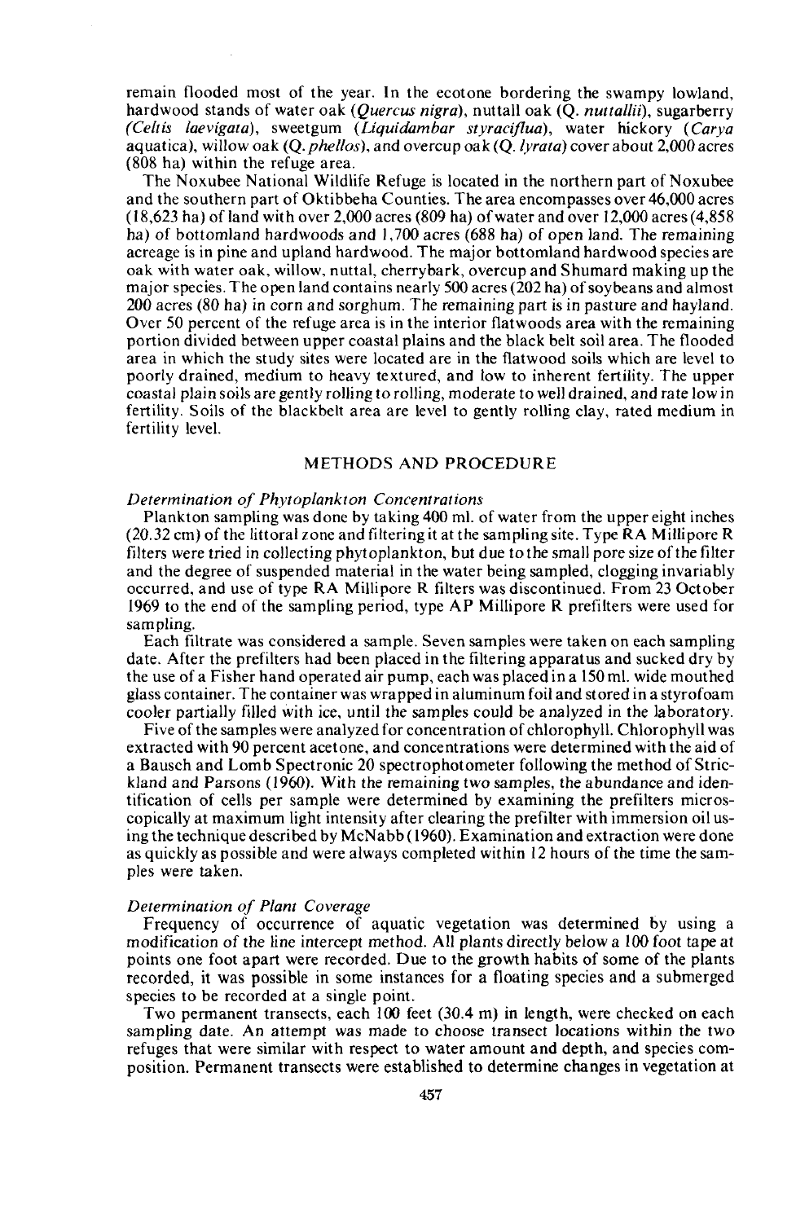remain flooded most of the year. In the ecotone bordering the swampy lowland, hardwood stands of water oak (*Quercus nigra*), nuttall oak (*Q. nuttallii*), sugarberry (*Celtis laevigata*), sweetgum (*Liquidambar styraciflua*), water hickory (*Carya* aquatica), willow oak (*Q. phellos*), and overcup oak (*Q. lyrata*) cover about 2,000 acres (808 ha) within the refuge area.

The Noxubee National Wildlife Refuge is located in the northern part of Noxubee and the southern part of Oktibbeha Counties. The area encompasses over 46,000 acres (18,623 ha) of land with over 2,000 acres (809 ha) of water and over 12,000 acres (4,858 ha) of bottomland hardwoods and 1,700 acres (688 ha) of open land. The remaining acreage is in pine and upland hardwood. The major bottomland hardwood species are oak with water oak, willow, nuttal, cherrybark, overcup and Shumard making up the major species. The open land contains nearly 500 acres (202 ha) of soybeans and almost 200 acres (80 ha) in corn and sorghum. The remaining part is in pasture and hayland. Over 50 percent of the refuge area is in the interior flatwoods area with the remaining portion divided between upper coastal plains and the black belt soil area. The flooded area in which the study sites were located are in the flatwood soils which are level to poorly drained, medium to heavy textured, and low to inherent fertility. The upper coastal plain soils are gently rolling to rolling, moderate to well drained, and rate low in fertility. Soils of the blackbelt area are level to gently rolling clay, rated medium in fertility level.

## METHODS AND PROCEDURE

### *Determination of Phytoplankton Concentrations*

Plankton sampling was done by taking 400 ml. of water from the upper eight inches (20.32 cm) of the littoral zone and filtering it at the sampling site. Type RA Millipore R filters were tried in collecting phytoplankton, but due to the small pore size of the filter and the degree of suspended material in the water being sampled, clogging invariably occurred, and use of type RA Millipore R filters was discontinued. From 23 October 1969 to the end of the sampling period, type AP Millipore R prefilters were used for sampling.

Each filtrate was considered a sample. Seven samples were taken on each sampling date. After the prefilters had been placed in the filtering apparatus and sucked dry by the use of a Fisher hand operated air pump, each was placed in a 150 ml. wide mouthed glass container. The container was wrapped in aluminum foil and stored in a styrofoam cooler partially filled with ice, until the samples could be analyzed in the laboratory.

Five of the samples were analyzed for concentration of chlorophyll. Chlorophyll was extracted with 90 percent acetone, and concentrations were determined with the aid of a Bausch and Lomb Spectronic 20 spectrophotometer following the method of Strickland and Parsons (1960). With the remaining two samples, the abundance and identification of cells per sample were determined by examining the prefilters microscopically at maximum light intensity after clearing the prefilter with immersion oil using the technique described by McNabb (1960). Examination and extraction were done as quickly as possible and were always completed within 12 hours of the time the samples were taken.

### *Determination of Plant Coverage*

Frequency of occurrence of aquatic vegetation was determined by using a modification of the line intercept method. All plants directly below a 100 foot tape at points one foot apart were recorded. Due to the growth habits of some of the plants recorded, it was possible in some instances for a floating species and a submerged species to be recorded at a single point.

Two permanent transects, each 100 feet (30.4 m) in length, were checked on each sampling date. An attempt was made to choose transect locations within the two refuges that were similar with respect to water amount and depth, and species composition. Permanent transects were established to determine changes in vegetation at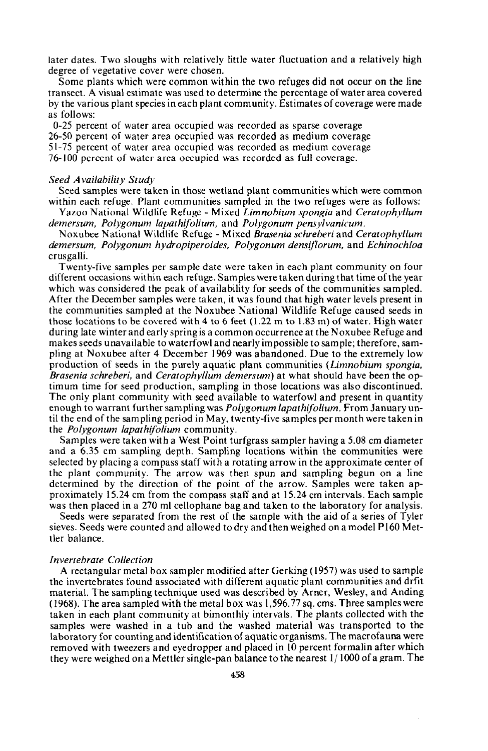later dates. Two sloughs with relatively little water fluctuation and a relatively high degree of vegetative cover were chosen.

Some plants which were common within the two refuges did not occur on the line transect. A visual estimate was used to determine the percentage of water area covered by the various plant species in each plant community. Estimates of coverage were made as follows:

0-25 percent of water area occupied was recorded as sparse coverage
26-50 percent of water area occupied was recorded as medium coverage
51-75 percent of water area occupied was recorded as medium coverage
76-100 percent of water area occupied was recorded as full coverage.

### *Seed Availability Study*

Seed samples were taken in those wetland plant communities which were common within each refuge. Plant communities sampled in the two refuges were as follows:

Yazoo National Wildlife Refuge - Mixed *Limnobium spongia* and *Ceratophyllum demersum*, *Polygonum lapathifolium*, and *Polygonum pensylvanicum*.

Noxubee National Wildlife Refuge - Mixed *Brasenia schreberi* and *Ceratophyllum demersum*, *Polygonum hydropiperoides*, *Polygonum densiflorum*, and *Echinochloa* crusgalli.

Twenty-five samples per sample date were taken in each plant community on four different occasions within each refuge. Samples were taken during that time of the year which was considered the peak of availability for seeds of the communities sampled. After the December samples were taken, it was found that high water levels present in the communities sampled at the Noxubee National Wildlife Refuge caused seeds in those locations to be covered with 4 to 6 feet (1.22 m to 1.83 m) of water. High water during late winter and early spring is a common occurrence at the Noxubee Refuge and makes seeds unavailable to waterfowl and nearly impossible to sample; therefore, sampling at Noxubee after 4 December 1969 was abandoned. Due to the extremely low production of seeds in the purely aquatic plant communities (*Limnobium spongia*, *Brasenia schreberi*, and *Ceratophyllum demersum*) at what should have been the optimum time for seed production, sampling in those locations was also discontinued. The only plant community with seed available to waterfowl and present in quantity enough to warrant further sampling was *Polygonum lapathifolium*. From January until the end of the sampling period in May, twenty-five samples per month were taken in the *Polygonum lapathifolium* community.

Samples were taken with a West Point turfgrass sampler having a 5.08 cm diameter and a 6.35 cm sampling depth. Sampling locations within the communities were selected by placing a compass staff with a rotating arrow in the approximate center of the plant community. The arrow was then spun and sampling begun on a line determined by the direction of the point of the arrow. Samples were taken approximately 15.24 cm from the compass staff and at 15.24 cm intervals. Each sample was then placed in a 270 ml cellophane bag and taken to the laboratory for analysis.

Seeds were separated from the rest of the sample with the aid of a series of Tyler sieves. Seeds were counted and allowed to dry and then weighed on a model P160 Mettler balance.

### *Invertebrate Collection*

A rectangular metal box sampler modified after Gerking (1957) was used to sample the invertebrates found associated with different aquatic plant communities and drfit material. The sampling technique used was described by Arner, Wesley, and Anding (1968). The area sampled with the metal box was 1,596.77 sq. cms. Three samples were taken in each plant community at bimonthly intervals. The plants collected with the samples were washed in a tub and the washed material was transported to the laboratory for counting and identification of aquatic organisms. The macrofauna were removed with tweezers and eyedropper and placed in 10 percent formalin after which they were weighed on a Mettler single-pan balance to the nearest 1/1000 of a gram. The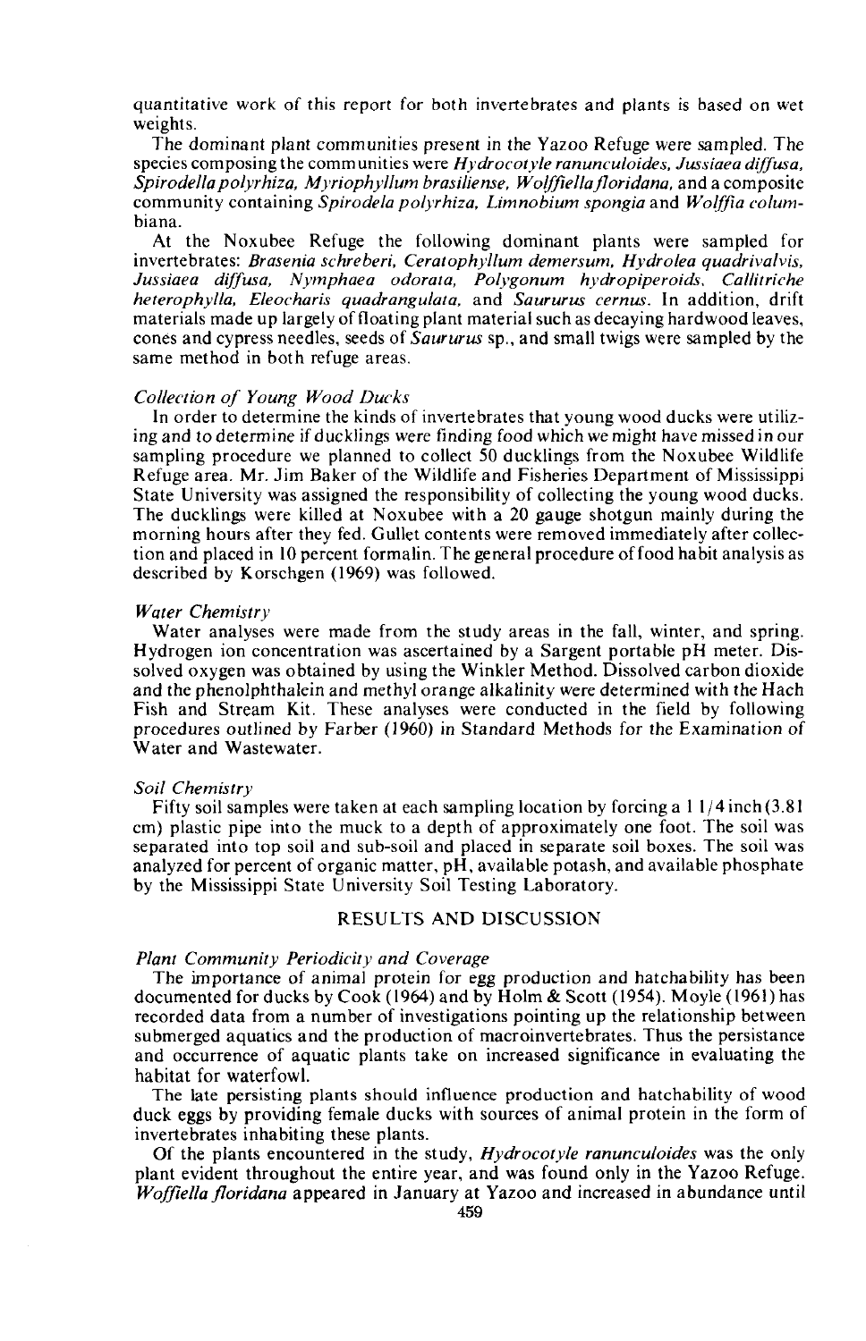quantitative work of this report for both invertebrates and plants is based on wet weights.

The dominant plant communities present in the Yazoo Refuge were sampled. The species composing the communities were *Hydrocotyle ranunculoides, Jussiaea diffusa, Spirodella polyrhiza, Myriophyllum brasiliense, Wolffiella floridana,* and a composite community containing *Spirodela polyrhiza, Limnobium spongia* and *Wolffia columbiana.*

At the Noxubee Refuge the following dominant plants were sampled for invertebrates: *Brasenia schreberi, Ceratophyllum demersum, Hydrolea quadrivalvis, Jussiaea diffusa, Nymphaea odorata, Polygonum hydropiperoids, Callitriche heterophylla, Eleocharis quadrangulata,* and *Saururus cernus.* In addition, drift materials made up largely of floating plant material such as decaying hardwood leaves, cones and cypress needles, seeds of *Saururus* sp., and small twigs were sampled by the same method in both refuge areas.

### *Collection of Young Wood Ducks*

In order to determine the kinds of invertebrates that young wood ducks were utilizing and to determine if ducklings were finding food which we might have missed in our sampling procedure we planned to collect 50 ducklings from the Noxubee Wildlife Refuge area. Mr. Jim Baker of the Wildlife and Fisheries Department of Mississippi State University was assigned the responsibility of collecting the young wood ducks. The ducklings were killed at Noxubee with a 20 gauge shotgun mainly during the morning hours after they fed. Gullet contents were removed immediately after collection and placed in 10 percent formalin. The general procedure of food habit analysis as described by Korschgen (1969) was followed.

### *Water Chemistry*

Water analyses were made from the study areas in the fall, winter, and spring. Hydrogen ion concentration was ascertained by a Sargent portable pH meter. Dissolved oxygen was obtained by using the Winkler Method. Dissolved carbon dioxide and the phenolphthalein and methyl orange alkalinity were determined with the Hach Fish and Stream Kit. These analyses were conducted in the field by following procedures outlined by Farber (1960) in Standard Methods for the Examination of Water and Wastewater.

### *Soil Chemistry*

Fifty soil samples were taken at each sampling location by forcing a 1 1/4 inch (3.81 cm) plastic pipe into the muck to a depth of approximately one foot. The soil was separated into top soil and sub-soil and placed in separate soil boxes. The soil was analyzed for percent of organic matter, pH, available potash, and available phosphate by the Mississippi State University Soil Testing Laboratory.

## RESULTS AND DISCUSSION

### *Plant Community Periodicity and Coverage*

The importance of animal protein for egg production and hatchability has been documented for ducks by Cook (1964) and by Holm & Scott (1954). Moyle (1961) has recorded data from a number of investigations pointing up the relationship between submerged aquatics and the production of macroinvertebrates. Thus the persistance and occurrence of aquatic plants take on increased significance in evaluating the habitat for waterfowl.

The late persisting plants should influence production and hatchability of wood duck eggs by providing female ducks with sources of animal protein in the form of invertebrates inhabiting these plants.

Of the plants encountered in the study, *Hydrocotyle ranunculoides* was the only plant evident throughout the entire year, and was found only in the Yazoo Refuge. *Woffiella floridana* appeared in January at Yazoo and increased in abundance until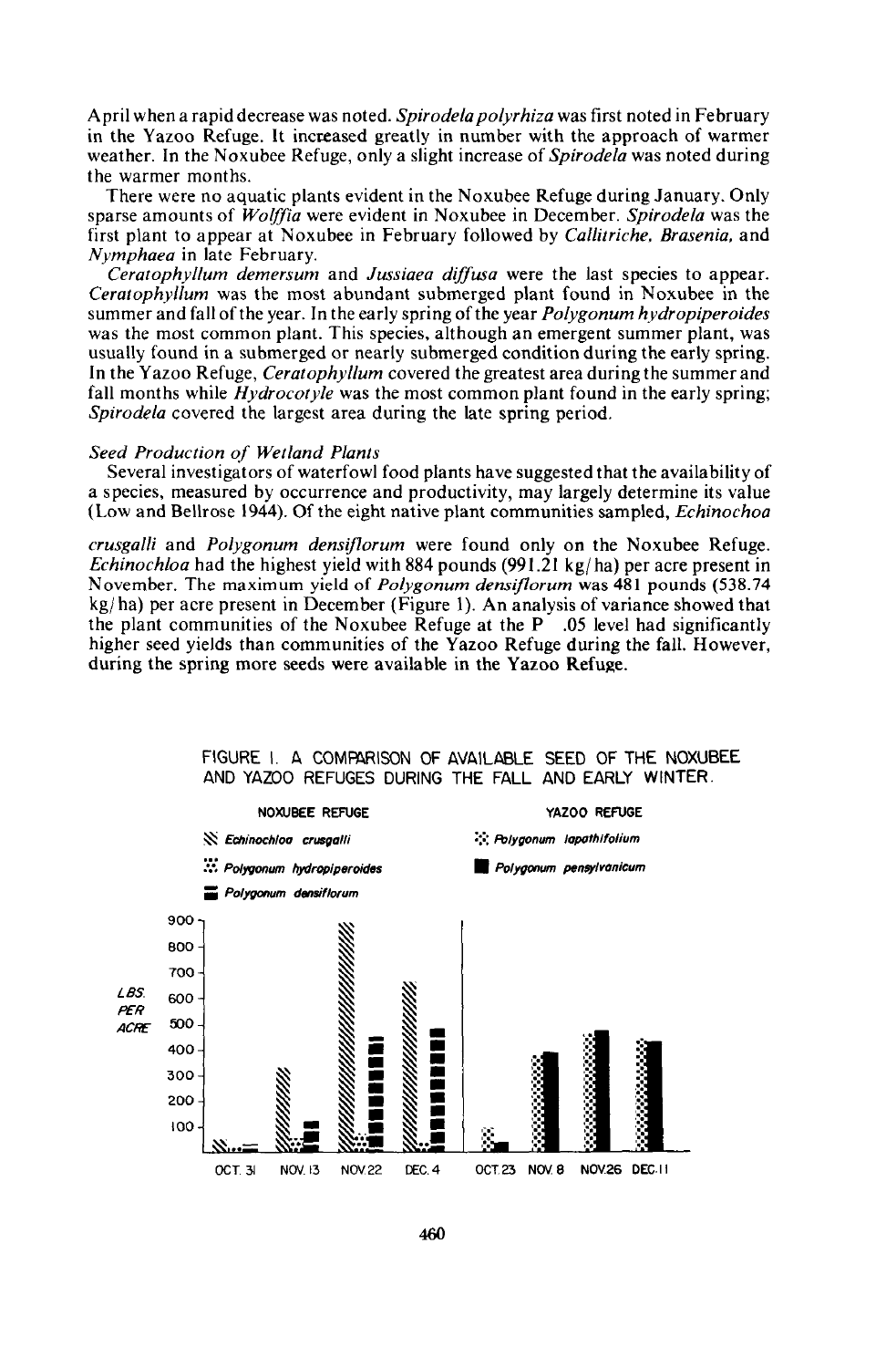April when a rapid decrease was noted. *Spirodela polyrhiza* was first noted in February in the Yazoo Refuge. It increased greatly in number with the approach of warmer weather. In the Noxubee Refuge, only a slight increase of *Spirodela* was noted during the warmer months.

There were no aquatic plants evident in the Noxubee Refuge during January. Only sparse amounts of *Wolffia* were evident in Noxubee in December. *Spirodela* was the first plant to appear at Noxubee in February followed by *Callitriche*, *Brasenia*, and *Nymphaea* in late February.

*Ceratophyllum demersum* and *Jussiaea diffusa* were the last species to appear. *Ceratophyllum* was the most abundant submerged plant found in Noxubee in the summer and fall of the year. In the early spring of the year *Polygonum hydropiperoides* was the most common plant. This species, although an emergent summer plant, was usually found in a submerged or nearly submerged condition during the early spring. In the Yazoo Refuge, *Ceratophyllum* covered the greatest area during the summer and fall months while *Hydrocotyle* was the most common plant found in the early spring; *Spirodela* covered the largest area during the late spring period.

### *Seed Production of Wetland Plants*

Several investigators of waterfowl food plants have suggested that the availability of a species, measured by occurrence and productivity, may largely determine its value (Low and Bellrose 1944). Of the eight native plant communities sampled, *Echinochoa crusgalli* and *Polygonum densiflorum* were found only on the Noxubee Refuge. *Echinochloa* had the highest yield with 884 pounds (991.21 kg/ha) per acre present in November. The maximum yield of *Polygonum densiflorum* was 481 pounds (538.74 kg/ha) per acre present in December (Figure 1). An analysis of variance showed that the plant communities of the Noxubee Refuge at the P .05 level had significantly higher seed yields than communities of the Yazoo Refuge during the fall. However, during the spring more seeds were available in the Yazoo Refuge.

FIGURE 1. A COMPARISON OF AVAILABLE SEED OF THE NOXUBEE AND YAZOO REFUGES DURING THE FALL AND EARLY WINTER.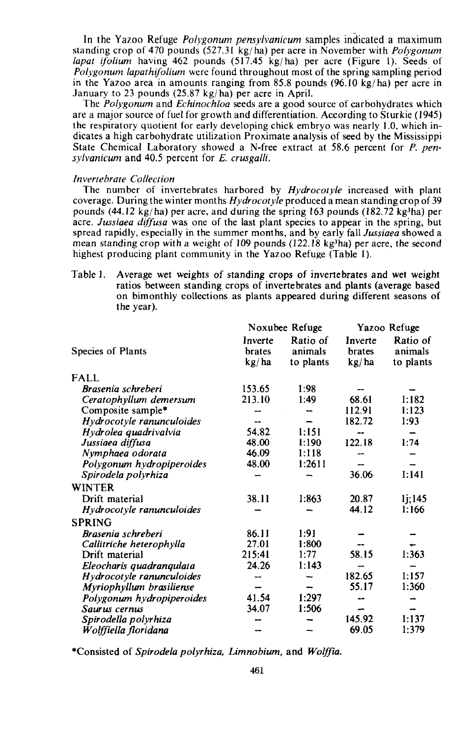In the Yazoo Refuge *Polygonum pensylvanicum* samples indicated a maximum standing crop of 470 pounds (527.31 kg/ha) per acre in November with *Polygonum lapat ifolium* having 462 pounds (517.45 kg/ha) per acre (Figure 1). Seeds of *Polygonum lapathifolium* were found throughout most of the spring sampling period in the Yazoo area in amounts ranging from 85.8 pounds (96.10 kg/ha) per acre in January to 23 pounds (25.87 kg/ha) per acre in April.

The *Polygonum* and *Echinochloa* seeds are a good source of carbohydrates which are a major source of fuel for growth and differentiation. According to Sturkie (1945) the respiratory quotient for early developing chick embryo was nearly 1.0, which indicates a high carbohydrate utilization Proximate analysis of seed by the Mississippi State Chemical Laboratory showed a N-free extract at 58.6 percent for *P. pensylvanicum* and 40.5 percent for *E. crusgalli.*

*Invertebrate Collection*

The number of invertebrates harbored by *Hydrocotyle* increased with plant coverage. During the winter months *Hydrocotyle* produced a mean standing crop of 39 pounds (44.12 kg/ha) per acre, and during the spring 163 pounds (182.72 kg³ha) per acre. *Jussiaea diffusa* was one of the last plant species to appear in the spring, but spread rapidly, especially in the summer months, and by early fall *Jussiaea* showed a mean standing crop with a weight of 109 pounds (122.18 kg³ha) per acre, the second highest producing plant community in the Yazoo Refuge (Table 1).

Table 1. Average wet weights of standing crops of invertebrates and wet weight ratios between standing crops of invertebrates and plants (average based on bimonthly collections as plants appeared during different seasons of the year).

| Species of Plants | Noxubee Refuge | | Yazoo Refuge | |
|---|---|---|---|---|
| | Inverte brates kg/ha | Ratio of animals to plants | Inverte brates kg/ha | Ratio of animals to plants |
| FALL | | | | |
| *Brasenia schreberi* | 153.65 | 1:98 | -- | -- |
| *Ceratophyllum demersum* | 213.10 | 1:49 | 68.61 | 1:182 |
| Composite sample* | -- | -- | 112.91 | 1:123 |
| *Hydrocotyle ranunculoides* | -- | -- | 182.72 | 1:93 |
| *Hydrolea quadrivalvia* | 54.82 | 1:151 | -- | -- |
| *Jussiaea diffusa* | 48.00 | 1:190 | 122.18 | 1:74 |
| *Nymphaea odorata* | 46.09 | 1:118 | -- | -- |
| *Polygonum hydropiperoides* | 48.00 | 1:2611 | -- | -- |
| *Spirodela polyrhiza* | -- | -- | 36.06 | 1:141 |
| WINTER | | | | |
| Drift material | 38.11 | 1:863 | 20.87 | 1j;145 |
| *Hydrocotyle ranunculoides* | -- | -- | 44.12 | 1:166 |
| SPRING | | | | |
| *Brasenia schreberi* | 86.11 | 1:91 | -- | -- |
| *Callitriche heterophylla* | 27.01 | 1:800 | -- | -- |
| Drift material | 215:41 | 1:77 | 58.15 | 1:363 |
| *Eleocharis quadranqulata* | 24.26 | 1:143 | -- | -- |
| *Hydrocotyle ranunculoides* | -- | -- | 182.65 | 1:157 |
| *Myriophyllum brasiliense* | -- | -- | 55.17 | 1:360 |
| *Polygonum hydropiperoides* | 41.54 | 1:297 | -- | -- |
| *Saurus cernus* | 34.07 | 1:506 | -- | -- |
| *Spirodella polyrhiza* | -- | -- | 145.92 | 1:137 |
| *Wolffiella floridana* | -- | -- | 69.05 | 1:379 |

*Consisted of *Spirodela polyrhiza, Limnobium,* and *Wolffia.*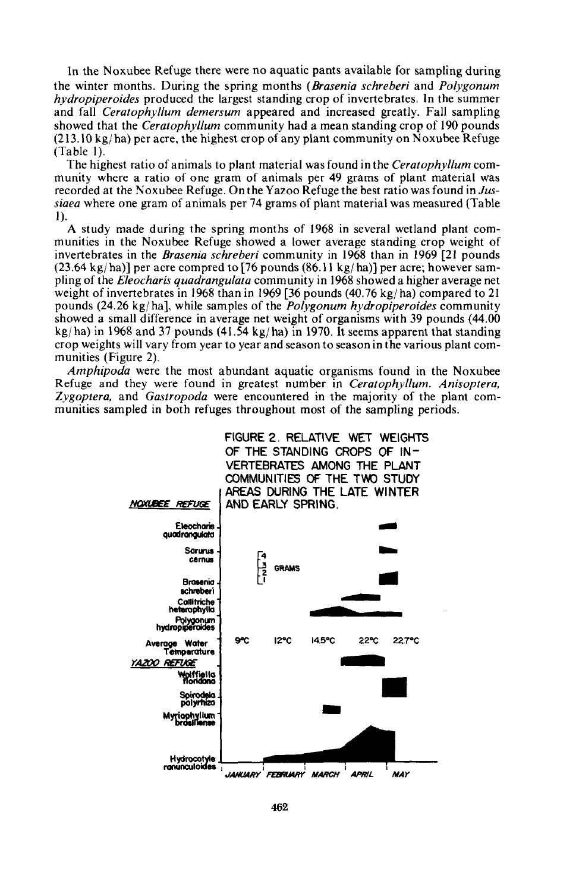In the Noxubee Refuge there were no aquatic pants available for sampling during the winter months. During the spring months (*Brasenia schreberi* and *Polygonum hydropiperoides* produced the largest standing crop of invertebrates. In the summer and fall *Ceratophyllum demersum* appeared and increased greatly. Fall sampling showed that the *Ceratophyllum* community had a mean standing crop of 190 pounds (213.10 kg/ha) per acre, the highest crop of any plant community on Noxubee Refuge (Table 1).

The highest ratio of animals to plant material was found in the *Ceratophyllum* community where a ratio of one gram of animals per 49 grams of plant material was recorded at the Noxubee Refuge. On the Yazoo Refuge the best ratio was found in *Jussiaea* where one gram of animals per 74 grams of plant material was measured (Table 1).

A study made during the spring months of 1968 in several wetland plant communities in the Noxubee Refuge showed a lower average standing crop weight of invertebrates in the *Brasenia schreberi* community in 1968 than in 1969 [21 pounds (23.64 kg/ha)] per acre compred to [76 pounds (86.11 kg/ha)] per acre; however sampling of the *Eleocharis quadrangulata* community in 1968 showed a higher average net weight of invertebrates in 1968 than in 1969 [36 pounds (40.76 kg/ha) compared to 21 pounds (24.26 kg/ha], while samples of the *Polygonum hydropiperoides* community showed a small difference in average net weight of organisms with 39 pounds (44.00 kg/ha) in 1968 and 37 pounds (41.54 kg/ha) in 1970. It seems apparent that standing crop weights will vary from year to year and season to season in the various plant communities (Figure 2).

*Amphipoda* were the most abundant aquatic organisms found in the Noxubee Refuge and they were found in greatest number in *Ceratophyllum*. *Anisoptera*, *Zygoptera*, and *Gastropoda* were encountered in the majority of the plant communities sampled in both refuges throughout most of the sampling periods.

FIGURE 2. RELATIVE WET WEIGHTS OF THE STANDING CROPS OF INVERTEBRATES AMONG THE PLANT COMMUNITIES OF THE TWO STUDY AREAS DURING THE LATE WINTER AND EARLY SPRING.

*NOXUBEE REFUGE*: Eleocharis quadrangulata; Sarurus cernus; Brasenia schreberi; Callitriche heterophylla; Polygonum hydropiperoides

Average Water Temperature: 9°C, 12°C, 14.5°C, 22°C, 22.7°C

*YAZOO REFUGE*: Wolffiella floridana; Spirodela polyrhiza; Myriophyllum brasiliense; Hydrocotyle ranunculoides

Scale: 1, 2, 3, 4 GRAMS

*JANUARY FEBRUARY MARCH APRIL MAY*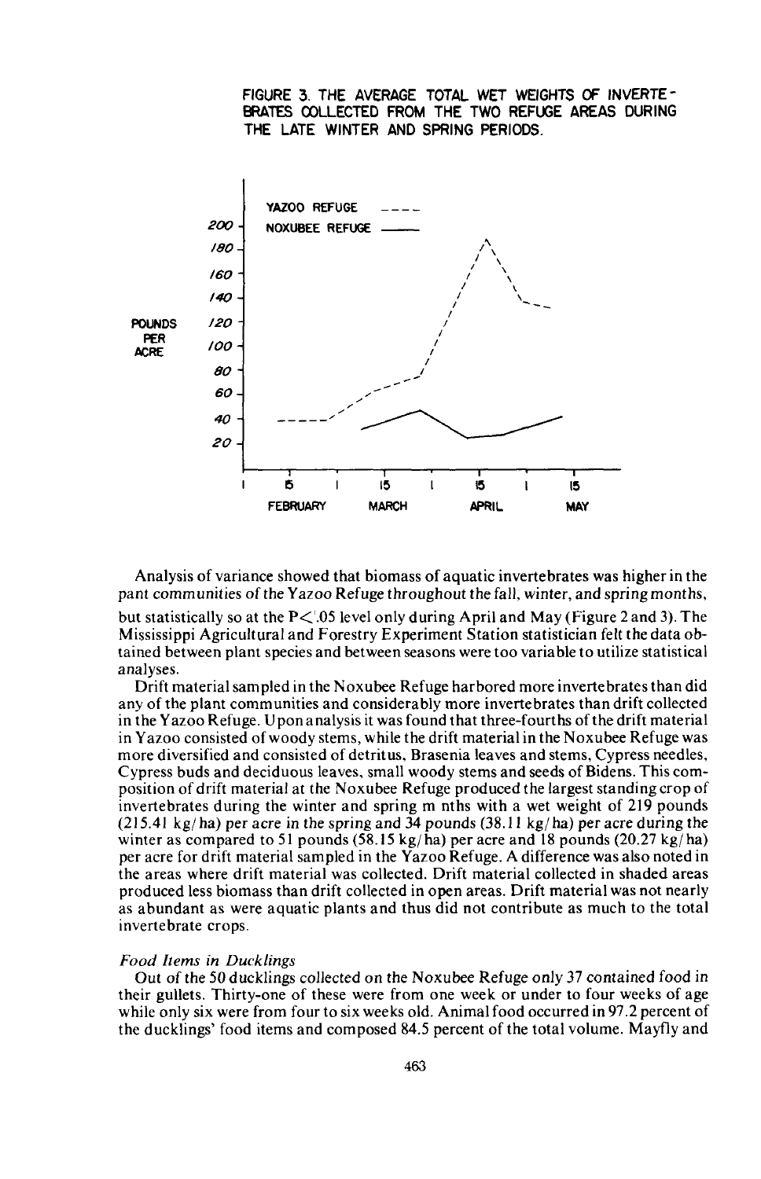FIGURE 3. THE AVERAGE TOTAL WET WEIGHTS OF INVERTEBRATES COLLECTED FROM THE TWO REFUGE AREAS DURING THE LATE WINTER AND SPRING PERIODS.

Analysis of variance showed that biomass of aquatic invertebrates was higher in the pant communities of the Yazoo Refuge throughout the fall, winter, and spring months, but statistically so at the $P < .05$ level only during April and May (Figure 2 and 3). The Mississippi Agricultural and Forestry Experiment Station statistician felt the data obtained between plant species and between seasons were too variable to utilize statistical analyses.

Drift material sampled in the Noxubee Refuge harbored more invertebrates than did any of the plant communities and considerably more invertebrates than drift collected in the Yazoo Refuge. Upon analysis it was found that three-fourths of the drift material in Yazoo consisted of woody stems, while the drift material in the Noxubee Refuge was more diversified and consisted of detritus, Brasenia leaves and stems, Cypress needles, Cypress buds and deciduous leaves, small woody stems and seeds of Bidens. This composition of drift material at the Noxubee Refuge produced the largest standing crop of invertebrates during the winter and spring m nths with a wet weight of 219 pounds (215.41 kg/ha) per acre in the spring and 34 pounds (38.11 kg/ha) per acre during the winter as compared to 51 pounds (58.15 kg/ha) per acre and 18 pounds (20.27 kg/ha) per acre for drift material sampled in the Yazoo Refuge. A difference was also noted in the areas where drift material was collected. Drift material collected in shaded areas produced less biomass than drift collected in open areas. Drift material was not nearly as abundant as were aquatic plants and thus did not contribute as much to the total invertebrate crops.

*Food Items in Ducklings*

Out of the 50 ducklings collected on the Noxubee Refuge only 37 contained food in their gullets. Thirty-one of these were from one week or under to four weeks of age while only six were from four to six weeks old. Animal food occurred in 97.2 percent of the ducklings' food items and composed 84.5 percent of the total volume. Mayfly and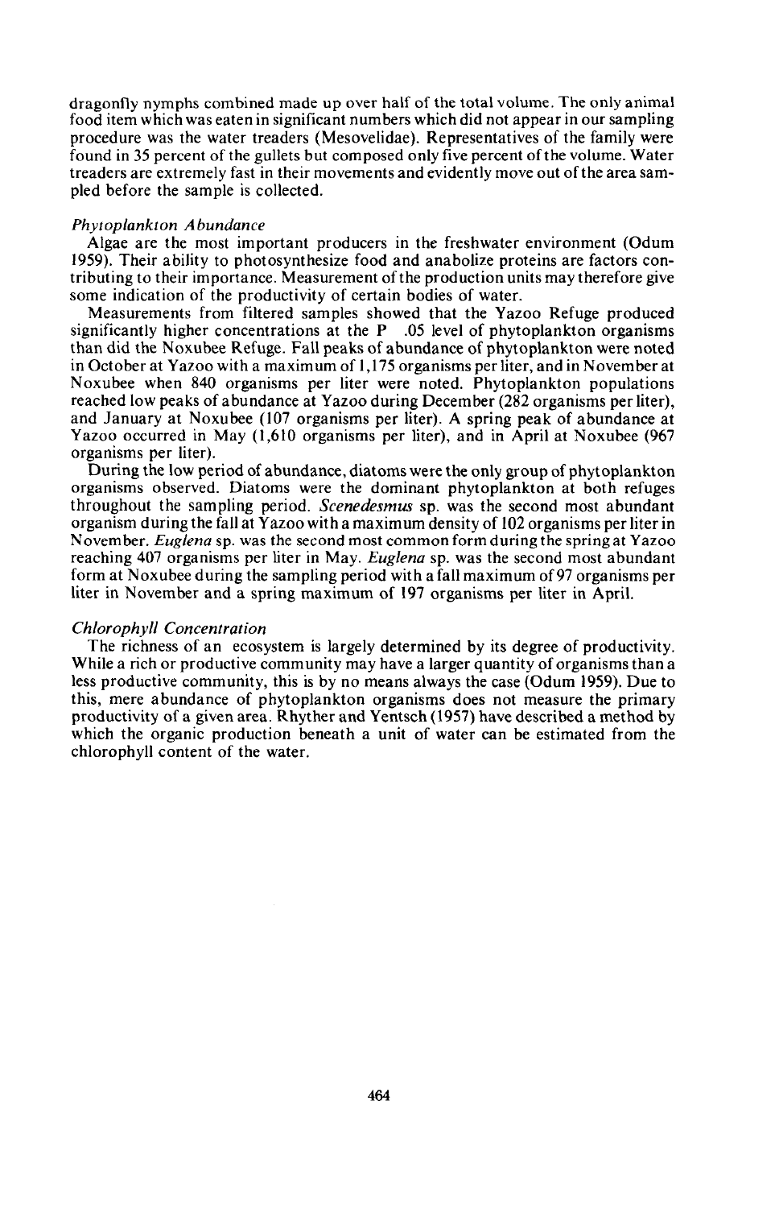dragonfly nymphs combined made up over half of the total volume. The only animal food item which was eaten in significant numbers which did not appear in our sampling procedure was the water treaders (Mesovelidae). Representatives of the family were found in 35 percent of the gullets but composed only five percent of the volume. Water treaders are extremely fast in their movements and evidently move out of the area sampled before the sample is collected.

### *Phytoplankton Abundance*

Algae are the most important producers in the freshwater environment (Odum 1959). Their ability to photosynthesize food and anabolize proteins are factors contributing to their importance. Measurement of the production units may therefore give some indication of the productivity of certain bodies of water.

Measurements from filtered samples showed that the Yazoo Refuge produced significantly higher concentrations at the P .05 level of phytoplankton organisms than did the Noxubee Refuge. Fall peaks of abundance of phytoplankton were noted in October at Yazoo with a maximum of 1,175 organisms per liter, and in November at Noxubee when 840 organisms per liter were noted. Phytoplankton populations reached low peaks of abundance at Yazoo during December (282 organisms per liter), and January at Noxubee (107 organisms per liter). A spring peak of abundance at Yazoo occurred in May (1,610 organisms per liter), and in April at Noxubee (967 organisms per liter).

During the low period of abundance, diatoms were the only group of phytoplankton organisms observed. Diatoms were the dominant phytoplankton at both refuges throughout the sampling period. *Scenedesmus* sp. was the second most abundant organism during the fall at Yazoo with a maximum density of 102 organisms per liter in November. *Euglena* sp. was the second most common form during the spring at Yazoo reaching 407 organisms per liter in May. *Euglena* sp. was the second most abundant form at Noxubee during the sampling period with a fall maximum of 97 organisms per liter in November and a spring maximum of 197 organisms per liter in April.

### *Chlorophyll Concentration*

The richness of an ecosystem is largely determined by its degree of productivity. While a rich or productive community may have a larger quantity of organisms than a less productive community, this is by no means always the case (Odum 1959). Due to this, mere abundance of phytoplankton organisms does not measure the primary productivity of a given area. Rhyther and Yentsch (1957) have described a method by which the organic production beneath a unit of water can be estimated from the chlorophyll content of the water.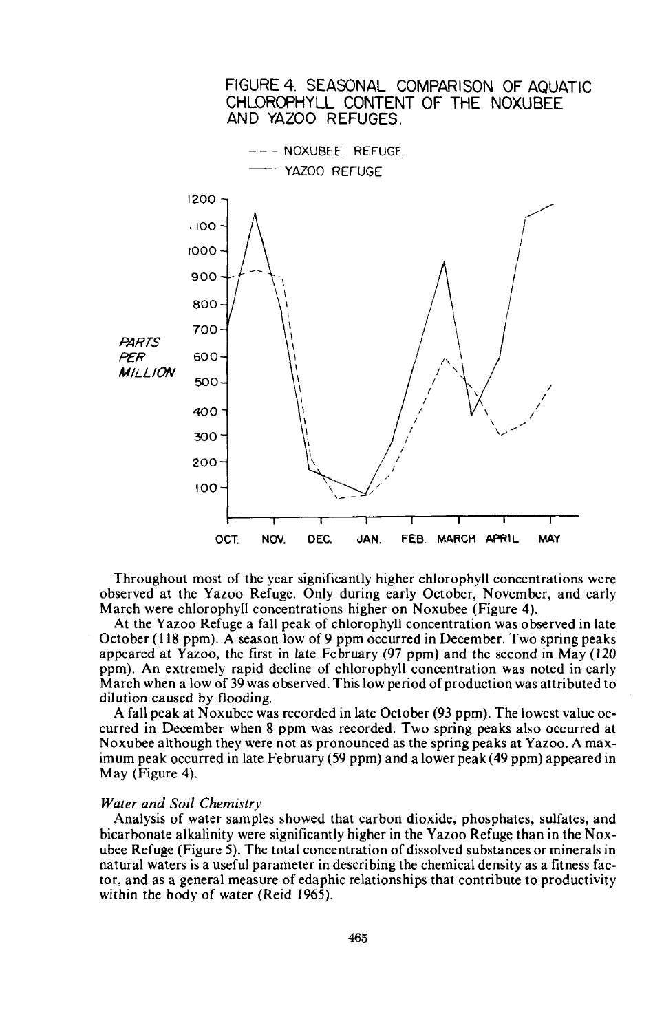FIGURE 4. SEASONAL COMPARISON OF AQUATIC CHLOROPHYLL CONTENT OF THE NOXUBEE AND YAZOO REFUGES.

Throughout most of the year significantly higher chlorophyll concentrations were observed at the Yazoo Refuge. Only during early October, November, and early March were chlorophyll concentrations higher on Noxubee (Figure 4).

At the Yazoo Refuge a fall peak of chlorophyll concentration was observed in late October (118 ppm). A season low of 9 ppm occurred in December. Two spring peaks appeared at Yazoo, the first in late February (97 ppm) and the second in May (120 ppm). An extremely rapid decline of chlorophyll concentration was noted in early March when a low of 39 was observed. This low period of production was attributed to dilution caused by flooding.

A fall peak at Noxubee was recorded in late October (93 ppm). The lowest value occurred in December when 8 ppm was recorded. Two spring peaks also occurred at Noxubee although they were not as pronounced as the spring peaks at Yazoo. A maximum peak occurred in late February (59 ppm) and a lower peak (49 ppm) appeared in May (Figure 4).

### *Water and Soil Chemistry*

Analysis of water samples showed that carbon dioxide, phosphates, sulfates, and bicarbonate alkalinity were significantly higher in the Yazoo Refuge than in the Noxubee Refuge (Figure 5). The total concentration of dissolved substances or minerals in natural waters is a useful parameter in describing the chemical density as a fitness factor, and as a general measure of edaphic relationships that contribute to productivity within the body of water (Reid 1965).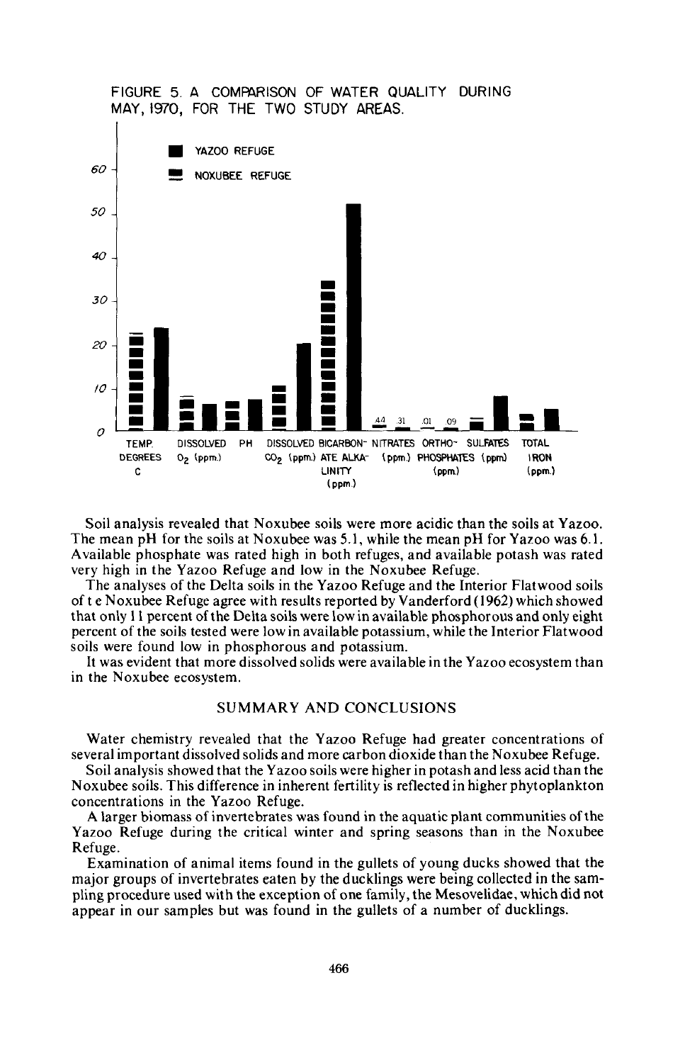FIGURE 5. A COMPARISON OF WATER QUALITY DURING MAY, 1970, FOR THE TWO STUDY AREAS.

Soil analysis revealed that Noxubee soils were more acidic than the soils at Yazoo. The mean pH for the soils at Noxubee was 5.1, while the mean pH for Yazoo was 6.1. Available phosphate was rated high in both refuges, and available potash was rated very high in the Yazoo Refuge and low in the Noxubee Refuge.

The analyses of the Delta soils in the Yazoo Refuge and the Interior Flatwood soils of t e Noxubee Refuge agree with results reported by Vanderford (1962) which showed that only 11 percent of the Delta soils were low in available phosphorous and only eight percent of the soils tested were low in available potassium, while the Interior Flatwood soils were found low in phosphorous and potassium.

It was evident that more dissolved solids were available in the Yazoo ecosystem than in the Noxubee ecosystem.

## SUMMARY AND CONCLUSIONS

Water chemistry revealed that the Yazoo Refuge had greater concentrations of several important dissolved solids and more carbon dioxide than the Noxubee Refuge.

Soil analysis showed that the Yazoo soils were higher in potash and less acid than the Noxubee soils. This difference in inherent fertility is reflected in higher phytoplankton concentrations in the Yazoo Refuge.

A larger biomass of invertebrates was found in the aquatic plant communities of the Yazoo Refuge during the critical winter and spring seasons than in the Noxubee Refuge.

Examination of animal items found in the gullets of young ducks showed that the major groups of invertebrates eaten by the ducklings were being collected in the sampling procedure used with the exception of one family, the Mesovelidae, which did not appear in our samples but was found in the gullets of a number of ducklings.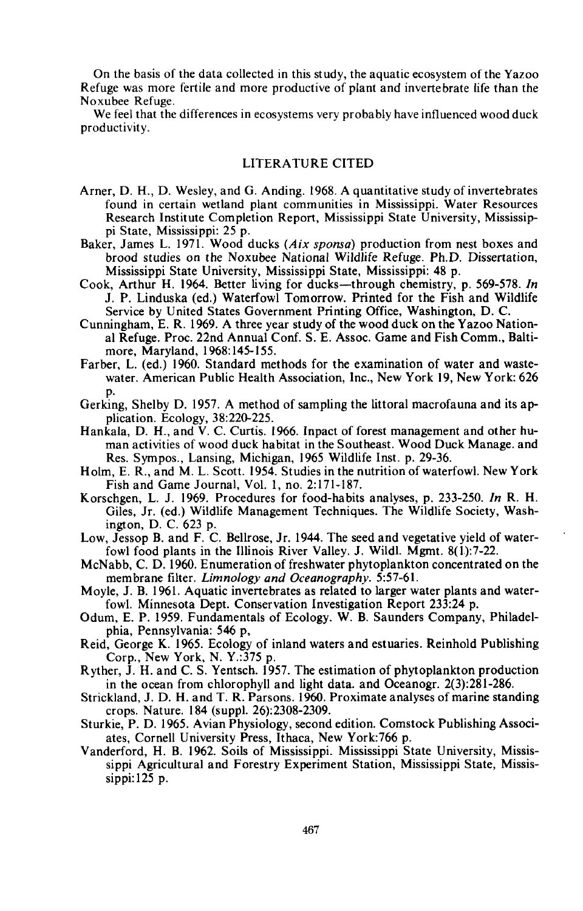On the basis of the data collected in this study, the aquatic ecosystem of the Yazoo Refuge was more fertile and more productive of plant and invertebrate life than the Noxubee Refuge.

We feel that the differences in ecosystems very probably have influenced wood duck productivity.

## LITERATURE CITED

Arner, D. H., D. Wesley, and G. Anding. 1968. A quantitative study of invertebrates found in certain wetland plant communities in Mississippi. Water Resources Research Institute Completion Report, Mississippi State University, Mississippi State, Mississippi: 25 p.

Baker, James L. 1971. Wood ducks (*Aix sponsa*) production from nest boxes and brood studies on the Noxubee National Wildlife Refuge. Ph.D. Dissertation, Mississippi State University, Mississippi State, Mississippi: 48 p.

Cook, Arthur H. 1964. Better living for ducks—through chemistry, p. 569-578. *In* J. P. Linduska (ed.) Waterfowl Tomorrow. Printed for the Fish and Wildlife Service by United States Government Printing Office, Washington, D. C.

Cunningham, E. R. 1969. A three year study of the wood duck on the Yazoo National Refuge. Proc. 22nd Annual Conf. S. E. Assoc. Game and Fish Comm., Baltimore, Maryland, 1968:145-155.

Farber, L. (ed.) 1960. Standard methods for the examination of water and wastewater. American Public Health Association, Inc., New York 19, New York: 626 p.

Gerking, Shelby D. 1957. A method of sampling the littoral macrofauna and its application. Ecology, 38:220-225.

Hankala, D. H., and V. C. Curtis. 1966. Inpact of forest management and other human activities of wood duck habitat in the Southeast. Wood Duck Manage. and Res. Sympos., Lansing, Michigan, 1965 Wildlife Inst. p. 29-36.

Holm, E. R., and M. L. Scott. 1954. Studies in the nutrition of waterfowl. New York Fish and Game Journal, Vol. 1, no. 2:171-187.

Korschgen, L. J. 1969. Procedures for food-habits analyses, p. 233-250. *In* R. H. Giles, Jr. (ed.) Wildlife Management Techniques. The Wildlife Society, Washington, D. C. 623 p.

Low, Jessop B. and F. C. Bellrose, Jr. 1944. The seed and vegetative yield of waterfowl food plants in the Illinois River Valley. J. Wildl. Mgmt. 8(1):7-22.

McNabb, C. D. 1960. Enumeration of freshwater phytoplankton concentrated on the membrane filter. *Limnology and Oceanography*. 5:57-61.

Moyle, J. B. 1961. Aquatic invertebrates as related to larger water plants and waterfowl. Minnesota Dept. Conservation Investigation Report 233:24 p.

Odum, E. P. 1959. Fundamentals of Ecology. W. B. Saunders Company, Philadelphia, Pennsylvania: 546 p,

Reid, George K. 1965. Ecology of inland waters and estuaries. Reinhold Publishing Corp., New York, N. Y.:375 p.

Ryther, J. H. and C. S. Yentsch. 1957. The estimation of phytoplankton production in the ocean from chlorophyll and light data. and Oceanogr. 2(3):281-286.

Strickland, J. D. H. and T. R. Parsons. 1960. Proximate analyses of marine standing crops. Nature. 184 (suppl. 26):2308-2309.

Sturkie, P. D. 1965. Avian Physiology, second edition. Comstock Publishing Associates, Cornell University Press, Ithaca, New York:766 p.

Vanderford, H. B. 1962. Soils of Mississippi. Mississippi State University, Mississippi Agricultural and Forestry Experiment Station, Mississippi State, Mississippi:125 p.